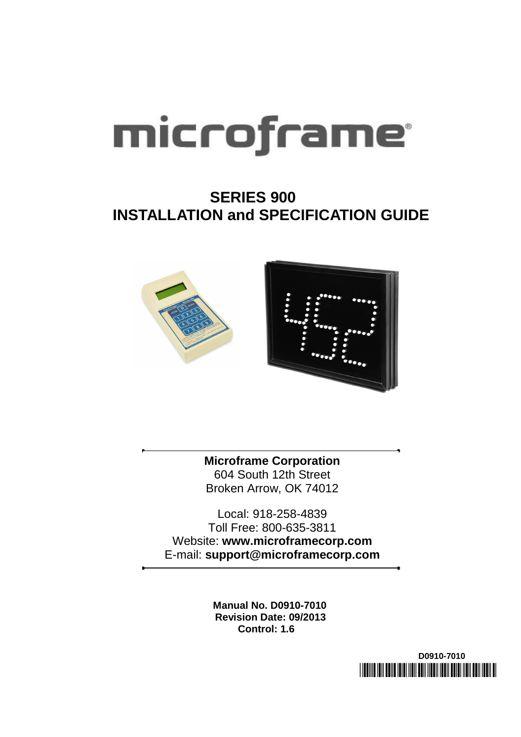microframe®

# SERIES 900
# INSTALLATION and SPECIFICATION GUIDE

**Microframe Corporation**
604 South 12th Street
Broken Arrow, OK 74012

Local: 918-258-4839
Toll Free: 800-635-3811
Website: **www.microframecorp.com**
E-mail: **support@microframecorp.com**

**Manual No. D0910-7010**
**Revision Date: 09/2013**
**Control: 1.6**

**D0910-7010**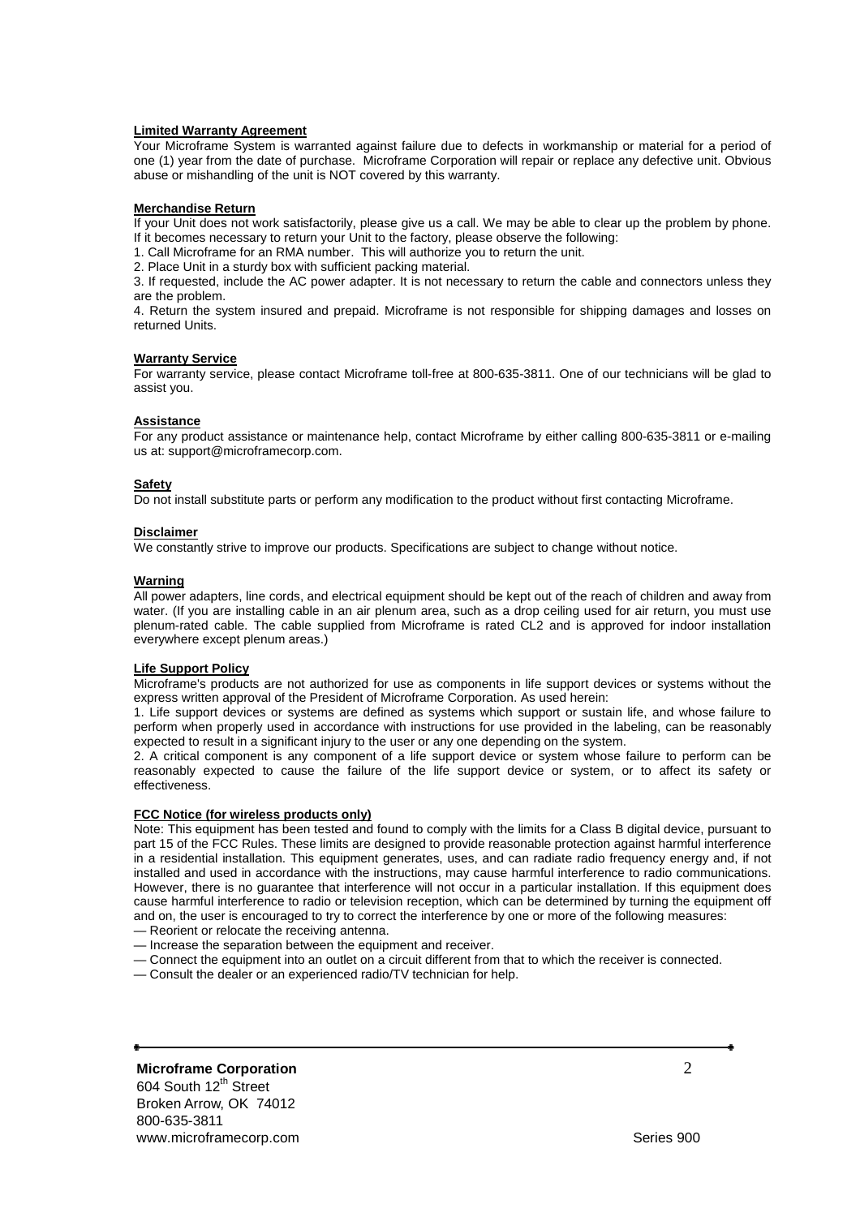## Limited Warranty Agreement

Your Microframe System is warranted against failure due to defects in workmanship or material for a period of one (1) year from the date of purchase. Microframe Corporation will repair or replace any defective unit. Obvious abuse or mishandling of the unit is NOT covered by this warranty.

## Merchandise Return

If your Unit does not work satisfactorily, please give us a call. We may be able to clear up the problem by phone. If it becomes necessary to return your Unit to the factory, please observe the following:

1. Call Microframe for an RMA number. This will authorize you to return the unit.
2. Place Unit in a sturdy box with sufficient packing material.
3. If requested, include the AC power adapter. It is not necessary to return the cable and connectors unless they are the problem.
4. Return the system insured and prepaid. Microframe is not responsible for shipping damages and losses on returned Units.

## Warranty Service

For warranty service, please contact Microframe toll-free at 800-635-3811. One of our technicians will be glad to assist you.

## Assistance

For any product assistance or maintenance help, contact Microframe by either calling 800-635-3811 or e-mailing us at: support@microframecorp.com.

## Safety

Do not install substitute parts or perform any modification to the product without first contacting Microframe.

## Disclaimer

We constantly strive to improve our products. Specifications are subject to change without notice.

## Warning

All power adapters, line cords, and electrical equipment should be kept out of the reach of children and away from water. (If you are installing cable in an air plenum area, such as a drop ceiling used for air return, you must use plenum-rated cable. The cable supplied from Microframe is rated CL2 and is approved for indoor installation everywhere except plenum areas.)

## Life Support Policy

Microframe's products are not authorized for use as components in life support devices or systems without the express written approval of the President of Microframe Corporation. As used herein:

1. Life support devices or systems are defined as systems which support or sustain life, and whose failure to perform when properly used in accordance with instructions for use provided in the labeling, can be reasonably expected to result in a significant injury to the user or any one depending on the system.
2. A critical component is any component of a life support device or system whose failure to perform can be reasonably expected to cause the failure of the life support device or system, or to affect its safety or effectiveness.

## FCC Notice (for wireless products only)

Note: This equipment has been tested and found to comply with the limits for a Class B digital device, pursuant to part 15 of the FCC Rules. These limits are designed to provide reasonable protection against harmful interference in a residential installation. This equipment generates, uses, and can radiate radio frequency energy and, if not installed and used in accordance with the instructions, may cause harmful interference to radio communications. However, there is no guarantee that interference will not occur in a particular installation. If this equipment does cause harmful interference to radio or television reception, which can be determined by turning the equipment off and on, the user is encouraged to try to correct the interference by one or more of the following measures:

— Reorient or relocate the receiving antenna.
— Increase the separation between the equipment and receiver.
— Connect the equipment into an outlet on a circuit different from that to which the receiver is connected.
— Consult the dealer or an experienced radio/TV technician for help.

**Microframe Corporation**
604 South 12th Street
Broken Arrow, OK 74012
800-635-3811
www.microframecorp.com

Series 900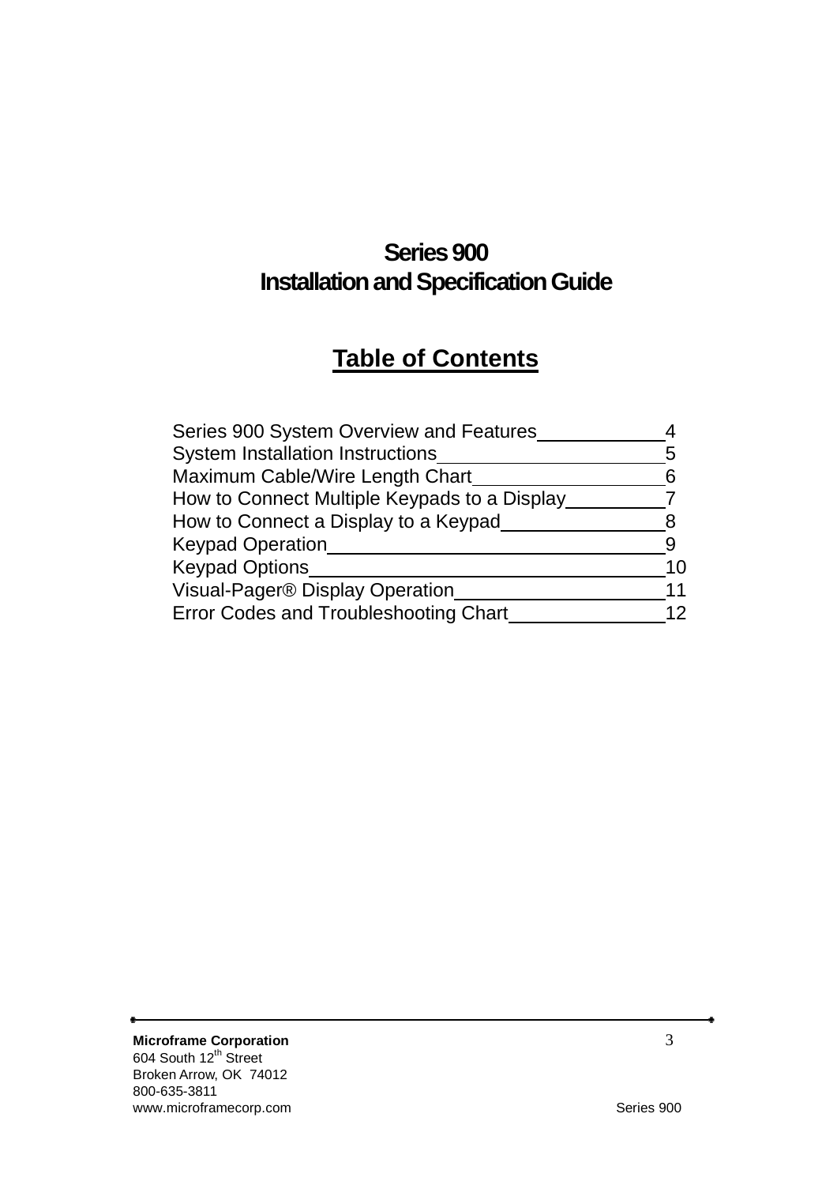# Series 900
# Installation and Specification Guide

## Table of Contents

| Section | Page |
| --- | --- |
| Series 900 System Overview and Features | 4 |
| System Installation Instructions | 5 |
| Maximum Cable/Wire Length Chart | 6 |
| How to Connect Multiple Keypads to a Display | 7 |
| How to Connect a Display to a Keypad | 8 |
| Keypad Operation | 9 |
| Keypad Options | 10 |
| Visual-Pager® Display Operation | 11 |
| Error Codes and Troubleshooting Chart | 12 |

**Microframe Corporation**
604 South 12th Street
Broken Arrow, OK 74012
800-635-3811
www.microframecorp.com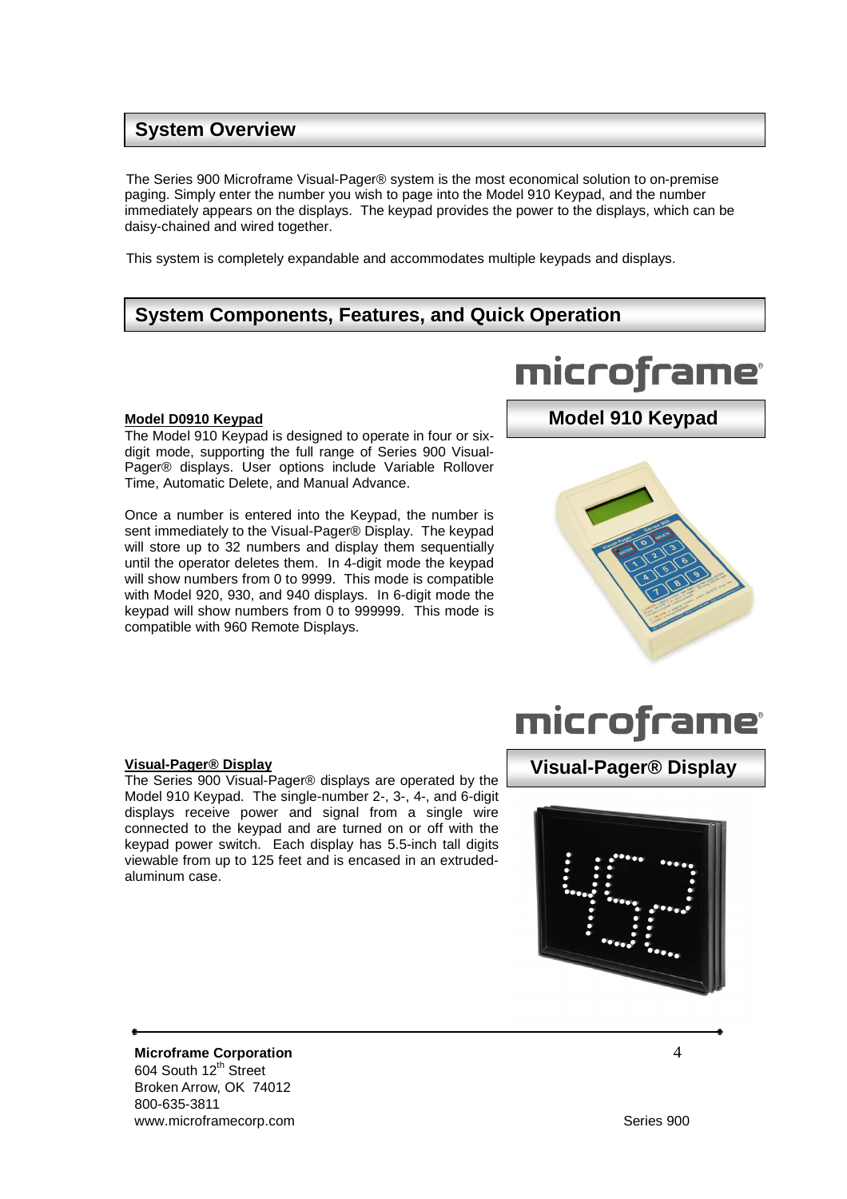## System Overview

The Series 900 Microframe Visual-Pager® system is the most economical solution to on-premise paging. Simply enter the number you wish to page into the Model 910 Keypad, and the number immediately appears on the displays. The keypad provides the power to the displays, which can be daisy-chained and wired together.

This system is completely expandable and accommodates multiple keypads and displays.

## System Components, Features, and Quick Operation

**Model 910 Keypad**

**Model D0910 Keypad**

The Model 910 Keypad is designed to operate in four or six-digit mode, supporting the full range of Series 900 Visual-Pager® displays. User options include Variable Rollover Time, Automatic Delete, and Manual Advance.

Once a number is entered into the Keypad, the number is sent immediately to the Visual-Pager® Display. The keypad will store up to 32 numbers and display them sequentially until the operator deletes them. In 4-digit mode the keypad will show numbers from 0 to 9999. This mode is compatible with Model 920, 930, and 940 displays. In 6-digit mode the keypad will show numbers from 0 to 999999. This mode is compatible with 960 Remote Displays.

**Visual-Pager® Display**

**Visual-Pager® Display**

The Series 900 Visual-Pager® displays are operated by the Model 910 Keypad. The single-number 2-, 3-, 4-, and 6-digit displays receive power and signal from a single wire connected to the keypad and are turned on or off with the keypad power switch. Each display has 5.5-inch tall digits viewable from up to 125 feet and is encased in an extruded-aluminum case.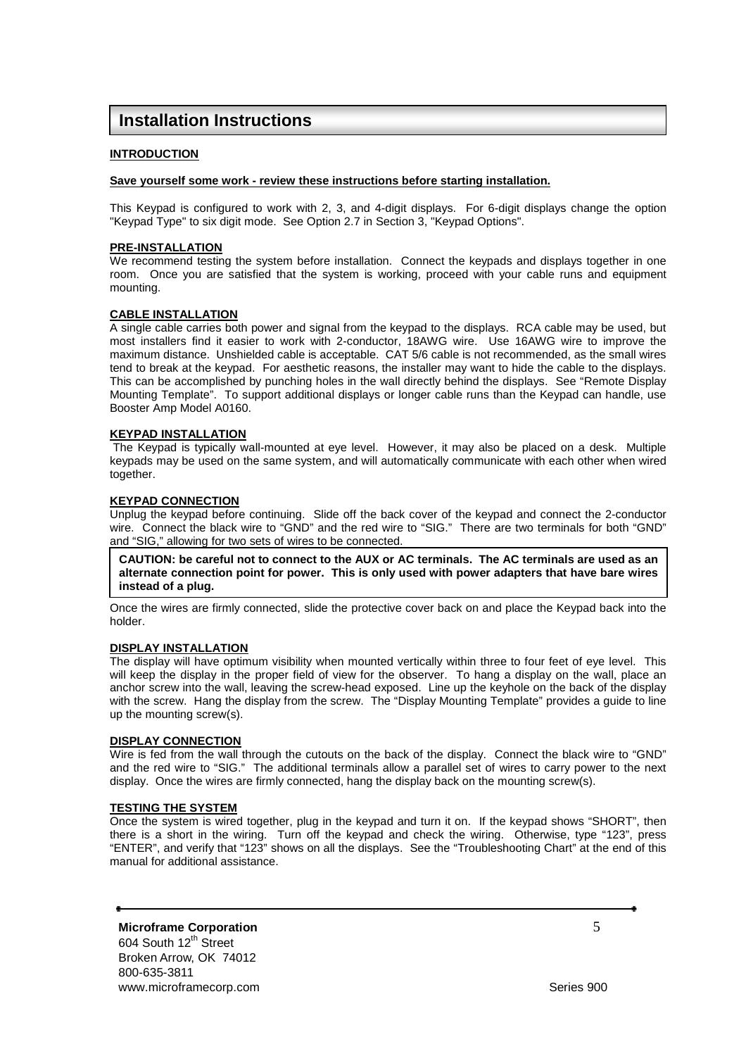# Installation Instructions

## INTRODUCTION

**Save yourself some work - review these instructions before starting installation.**

This Keypad is configured to work with 2, 3, and 4-digit displays. For 6-digit displays change the option "Keypad Type" to six digit mode. See Option 2.7 in Section 3, "Keypad Options".

### PRE-INSTALLATION

We recommend testing the system before installation. Connect the keypads and displays together in one room. Once you are satisfied that the system is working, proceed with your cable runs and equipment mounting.

### CABLE INSTALLATION

A single cable carries both power and signal from the keypad to the displays. RCA cable may be used, but most installers find it easier to work with 2-conductor, 18AWG wire. Use 16AWG wire to improve the maximum distance. Unshielded cable is acceptable. CAT 5/6 cable is not recommended, as the small wires tend to break at the keypad. For aesthetic reasons, the installer may want to hide the cable to the displays. This can be accomplished by punching holes in the wall directly behind the displays. See "Remote Display Mounting Template". To support additional displays or longer cable runs than the Keypad can handle, use Booster Amp Model A0160.

### KEYPAD INSTALLATION

The Keypad is typically wall-mounted at eye level. However, it may also be placed on a desk. Multiple keypads may be used on the same system, and will automatically communicate with each other when wired together.

### KEYPAD CONNECTION

Unplug the keypad before continuing. Slide off the back cover of the keypad and connect the 2-conductor wire. Connect the black wire to "GND" and the red wire to "SIG." There are two terminals for both "GND" and "SIG," allowing for two sets of wires to be connected.

**CAUTION: be careful not to connect to the AUX or AC terminals. The AC terminals are used as an alternate connection point for power. This is only used with power adapters that have bare wires instead of a plug.**

Once the wires are firmly connected, slide the protective cover back on and place the Keypad back into the holder.

### DISPLAY INSTALLATION

The display will have optimum visibility when mounted vertically within three to four feet of eye level. This will keep the display in the proper field of view for the observer. To hang a display on the wall, place an anchor screw into the wall, leaving the screw-head exposed. Line up the keyhole on the back of the display with the screw. Hang the display from the screw. The "Display Mounting Template" provides a guide to line up the mounting screw(s).

### DISPLAY CONNECTION

Wire is fed from the wall through the cutouts on the back of the display. Connect the black wire to "GND" and the red wire to "SIG." The additional terminals allow a parallel set of wires to carry power to the next display. Once the wires are firmly connected, hang the display back on the mounting screw(s).

### TESTING THE SYSTEM

Once the system is wired together, plug in the keypad and turn it on. If the keypad shows "SHORT", then there is a short in the wiring. Turn off the keypad and check the wiring. Otherwise, type "123", press "ENTER", and verify that "123" shows on all the displays. See the "Troubleshooting Chart" at the end of this manual for additional assistance.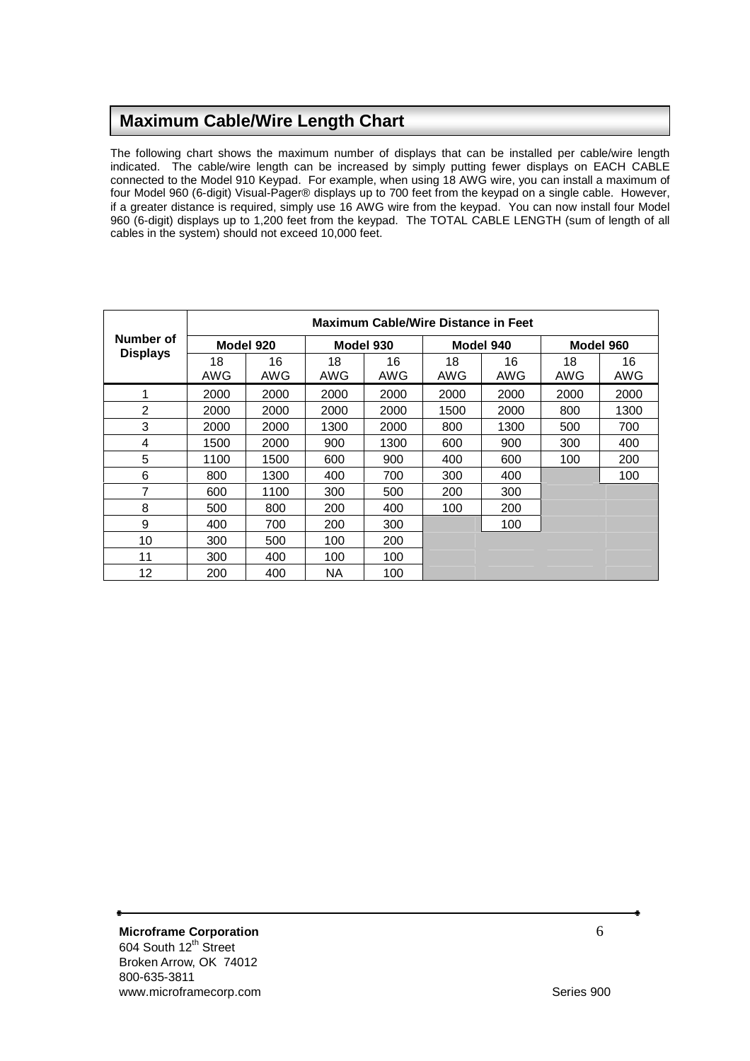## Maximum Cable/Wire Length Chart

The following chart shows the maximum number of displays that can be installed per cable/wire length indicated. The cable/wire length can be increased by simply putting fewer displays on EACH CABLE connected to the Model 910 Keypad. For example, when using 18 AWG wire, you can install a maximum of four Model 960 (6-digit) Visual-Pager® displays up to 700 feet from the keypad on a single cable. However, if a greater distance is required, simply use 16 AWG wire from the keypad. You can now install four Model 960 (6-digit) displays up to 1,200 feet from the keypad. The TOTAL CABLE LENGTH (sum of length of all cables in the system) should not exceed 10,000 feet.

| Number of Displays | Maximum Cable/Wire Distance in Feet | | | | | | | |
|---|---|---|---|---|---|---|---|---|
| | Model 920 | | Model 930 | | Model 940 | | Model 960 | |
| | 18 AWG | 16 AWG | 18 AWG | 16 AWG | 18 AWG | 16 AWG | 18 AWG | 16 AWG |
| 1 | 2000 | 2000 | 2000 | 2000 | 2000 | 2000 | 2000 | 2000 |
| 2 | 2000 | 2000 | 2000 | 2000 | 1500 | 2000 | 800 | 1300 |
| 3 | 2000 | 2000 | 1300 | 2000 | 800 | 1300 | 500 | 700 |
| 4 | 1500 | 2000 | 900 | 1300 | 600 | 900 | 300 | 400 |
| 5 | 1100 | 1500 | 600 | 900 | 400 | 600 | 100 | 200 |
| 6 | 800 | 1300 | 400 | 700 | 300 | 400 | | 100 |
| 7 | 600 | 1100 | 300 | 500 | 200 | 300 | | |
| 8 | 500 | 800 | 200 | 400 | 100 | 200 | | |
| 9 | 400 | 700 | 200 | 300 | | 100 | | |
| 10 | 300 | 500 | 100 | 200 | | | | |
| 11 | 300 | 400 | 100 | 100 | | | | |
| 12 | 200 | 400 | NA | 100 | | | | |

**Microframe Corporation**
604 South 12th Street
Broken Arrow, OK 74012
800-635-3811
www.microframecorp.com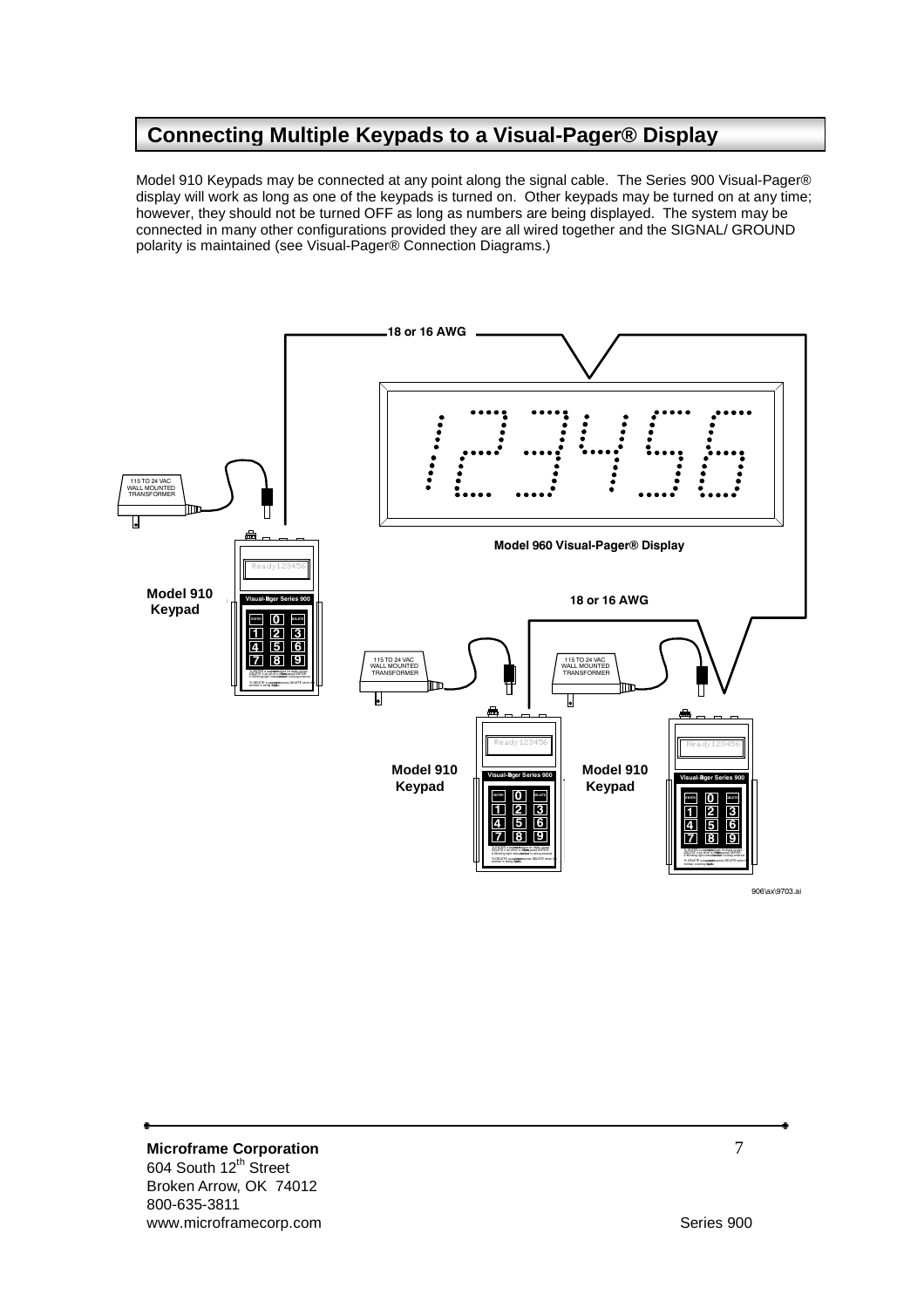## Connecting Multiple Keypads to a Visual-Pager® Display

Model 910 Keypads may be connected at any point along the signal cable. The Series 900 Visual-Pager® display will work as long as one of the keypads is turned on. Other keypads may be turned on at any time; however, they should not be turned OFF as long as numbers are being displayed. The system may be connected in many other configurations provided they are all wired together and the SIGNAL/ GROUND polarity is maintained (see Visual-Pager® Connection Diagrams.)

18 or 16 AWG

115 TO 24 VAC WALL MOUNTED TRANSFORMER

Model 960 Visual-Pager® Display

Model 910 Keypad

18 or 16 AWG

115 TO 24 VAC WALL MOUNTED TRANSFORMER

115 TO 24 VAC WALL MOUNTED TRANSFORMER

Model 910 Keypad

Model 910 Keypad

906\ax\9703.ai

**Microframe Corporation**
604 South 12th Street
Broken Arrow, OK 74012
800-635-3811
www.microframecorp.com

Series 900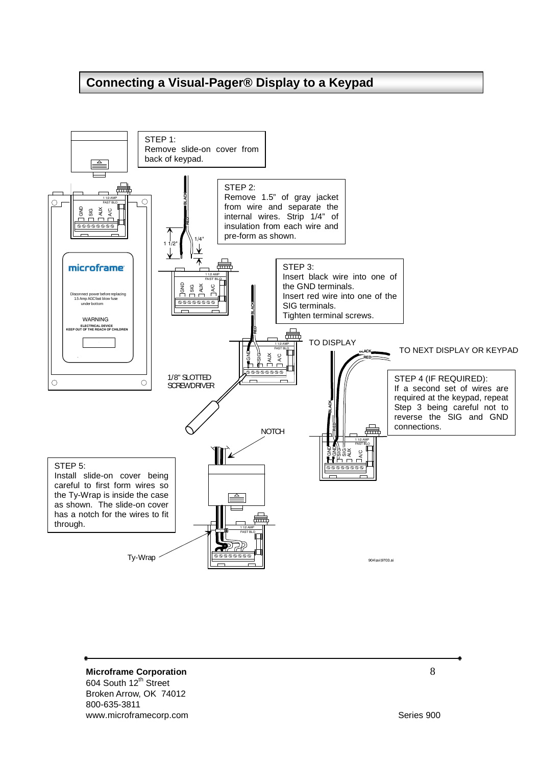# Connecting a Visual-Pager® Display to a Keypad

STEP 1:
Remove slide-on cover from back of keypad.

STEP 2:
Remove 1.5" of gray jacket from wire and separate the internal wires. Strip 1/4" of insulation from each wire and pre-form as shown.

STEP 3:
Insert black wire into one of the GND terminals.
Insert red wire into one of the SIG terminals.
Tighten terminal screws.

STEP 4 (IF REQUIRED):
If a second set of wires are required at the keypad, repeat Step 3 being careful not to reverse the SIG and GND connections.

STEP 5:
Install slide-on cover being careful to first form wires so the Ty-Wrap is inside the case as shown. The slide-on cover has a notch for the wires to fit through.

**Microframe Corporation**
604 South 12th Street
Broken Arrow, OK 74012
800-635-3811
www.microframecorp.com

Series 900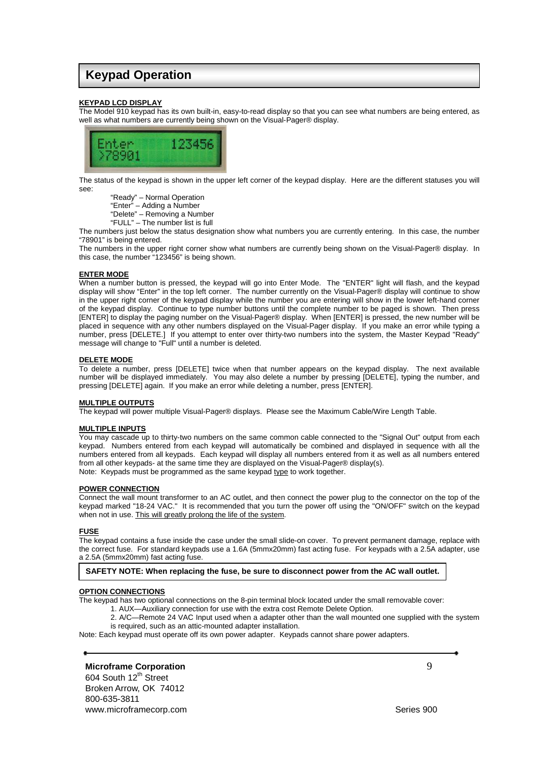# Keypad Operation

**KEYPAD LCD DISPLAY**

The Model 910 keypad has its own built-in, easy-to-read display so that you can see what numbers are being entered, as well as what numbers are currently being shown on the Visual-Pager® display.

The status of the keypad is shown in the upper left corner of the keypad display. Here are the different statuses you will see:

- "Ready" – Normal Operation
- "Enter" – Adding a Number
- "Delete" – Removing a Number
- "FULL" – The number list is full

The numbers just below the status designation show what numbers you are currently entering. In this case, the number "78901" is being entered.

The numbers in the upper right corner show what numbers are currently being shown on the Visual-Pager® display. In this case, the number "123456" is being shown.

**ENTER MODE**

When a number button is pressed, the keypad will go into Enter Mode. The "ENTER" light will flash, and the keypad display will show "Enter" in the top left corner. The number currently on the Visual-Pager® display will continue to show in the upper right corner of the keypad display while the number you are entering will show in the lower left-hand corner of the keypad display. Continue to type number buttons until the complete number to be paged is shown. Then press [ENTER] to display the paging number on the Visual-Pager® display. When [ENTER] is pressed, the new number will be placed in sequence with any other numbers displayed on the Visual-Pager display. If you make an error while typing a number, press [DELETE.] If you attempt to enter over thirty-two numbers into the system, the Master Keypad "Ready" message will change to "Full" until a number is deleted.

**DELETE MODE**

To delete a number, press [DELETE] twice when that number appears on the keypad display. The next available number will be displayed immediately. You may also delete a number by pressing [DELETE], typing the number, and pressing [DELETE] again. If you make an error while deleting a number, press [ENTER].

**MULTIPLE OUTPUTS**

The keypad will power multiple Visual-Pager® displays. Please see the Maximum Cable/Wire Length Table.

**MULTIPLE INPUTS**

You may cascade up to thirty-two numbers on the same common cable connected to the "Signal Out" output from each keypad. Numbers entered from each keypad will automatically be combined and displayed in sequence with all the numbers entered from all keypads. Each keypad will display all numbers entered from it as well as all numbers entered from all other keypads- at the same time they are displayed on the Visual-Pager® display(s).

Note: Keypads must be programmed as the same keypad type to work together.

**POWER CONNECTION**

Connect the wall mount transformer to an AC outlet, and then connect the power plug to the connector on the top of the keypad marked "18-24 VAC." It is recommended that you turn the power off using the "ON/OFF" switch on the keypad when not in use. This will greatly prolong the life of the system.

**FUSE**

The keypad contains a fuse inside the case under the small slide-on cover. To prevent permanent damage, replace with the correct fuse. For standard keypads use a 1.6A (5mmx20mm) fast acting fuse. For keypads with a 2.5A adapter, use a 2.5A (5mmx20mm) fast acting fuse.

**SAFETY NOTE: When replacing the fuse, be sure to disconnect power from the AC wall outlet.**

**OPTION CONNECTIONS**

The keypad has two optional connections on the 8-pin terminal block located under the small removable cover:

1. AUX—Auxiliary connection for use with the extra cost Remote Delete Option.
2. A/C—Remote 24 VAC Input used when a adapter other than the wall mounted one supplied with the system is required, such as an attic-mounted adapter installation.

Note: Each keypad must operate off its own power adapter. Keypads cannot share power adapters.

**Microframe Corporation**
604 South 12th Street
Broken Arrow, OK 74012
800-635-3811
www.microframecorp.com

Series 900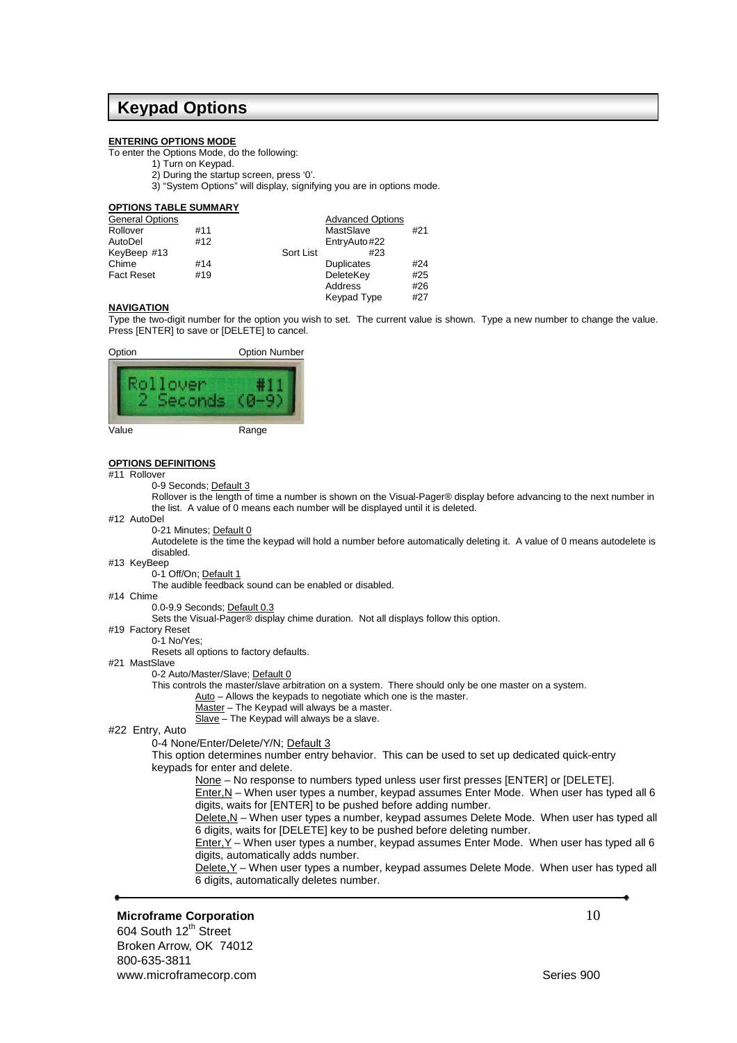## Keypad Options

**ENTERING OPTIONS MODE**

To enter the Options Mode, do the following:

1) Turn on Keypad.
2) During the startup screen, press '0'.
3) "System Options" will display, signifying you are in options mode.

**OPTIONS TABLE SUMMARY**

| General Options | | Advanced Options | |
|---|---|---|---|
| Rollover | #11 | MastSlave | #21 |
| AutoDel | #12 | EntryAuto | #22 |
| KeyBeep | #13 | Sort List | #23 |
| Chime | #14 | Duplicates | #24 |
| Fact Reset | #19 | DeleteKey | #25 |
| | | Address | #26 |
| | | Keypad Type | #27 |

**NAVIGATION**

Type the two-digit number for the option you wish to set. The current value is shown. Type a new number to change the value. Press [ENTER] to save or [DELETE] to cancel.

Option — Option Number

Rollover #11
2 Seconds (0-9)

Value — Range

**OPTIONS DEFINITIONS**

#11 Rollover
- 0-9 Seconds; Default 3
- Rollover is the length of time a number is shown on the Visual-Pager® display before advancing to the next number in the list. A value of 0 means each number will be displayed until it is deleted.

#12 AutoDel
- 0-21 Minutes; Default 0
- Autodelete is the time the keypad will hold a number before automatically deleting it. A value of 0 means autodelete is disabled.

#13 KeyBeep
- 0-1 Off/On; Default 1
- The audible feedback sound can be enabled or disabled.

#14 Chime
- 0.0-9.9 Seconds; Default 0.3
- Sets the Visual-Pager® display chime duration. Not all displays follow this option.

#19 Factory Reset
- 0-1 No/Yes;
- Resets all options to factory defaults.

#21 MastSlave
- 0-2 Auto/Master/Slave; Default 0
- This controls the master/slave arbitration on a system. There should only be one master on a system.
  - Auto – Allows the keypads to negotiate which one is the master.
  - Master – The Keypad will always be a master.
  - Slave – The Keypad will always be a slave.

#22 Entry, Auto
- 0-4 None/Enter/Delete/Y/N; Default 3
- This option determines number entry behavior. This can be used to set up dedicated quick-entry keypads for enter and delete.
  - None – No response to numbers typed unless user first presses [ENTER] or [DELETE].
  - Enter,N – When user types a number, keypad assumes Enter Mode. When user has typed all 6 digits, waits for [ENTER] to be pushed before adding number.
  - Delete,N – When user types a number, keypad assumes Delete Mode. When user has typed all 6 digits, waits for [DELETE] key to be pushed before deleting number.
  - Enter,Y – When user types a number, keypad assumes Enter Mode. When user has typed all 6 digits, automatically adds number.
  - Delete,Y – When user types a number, keypad assumes Delete Mode. When user has typed all 6 digits, automatically deletes number.

**Microframe Corporation**
604 South 12th Street
Broken Arrow, OK 74012
800-635-3811
www.microframecorp.com

Series 900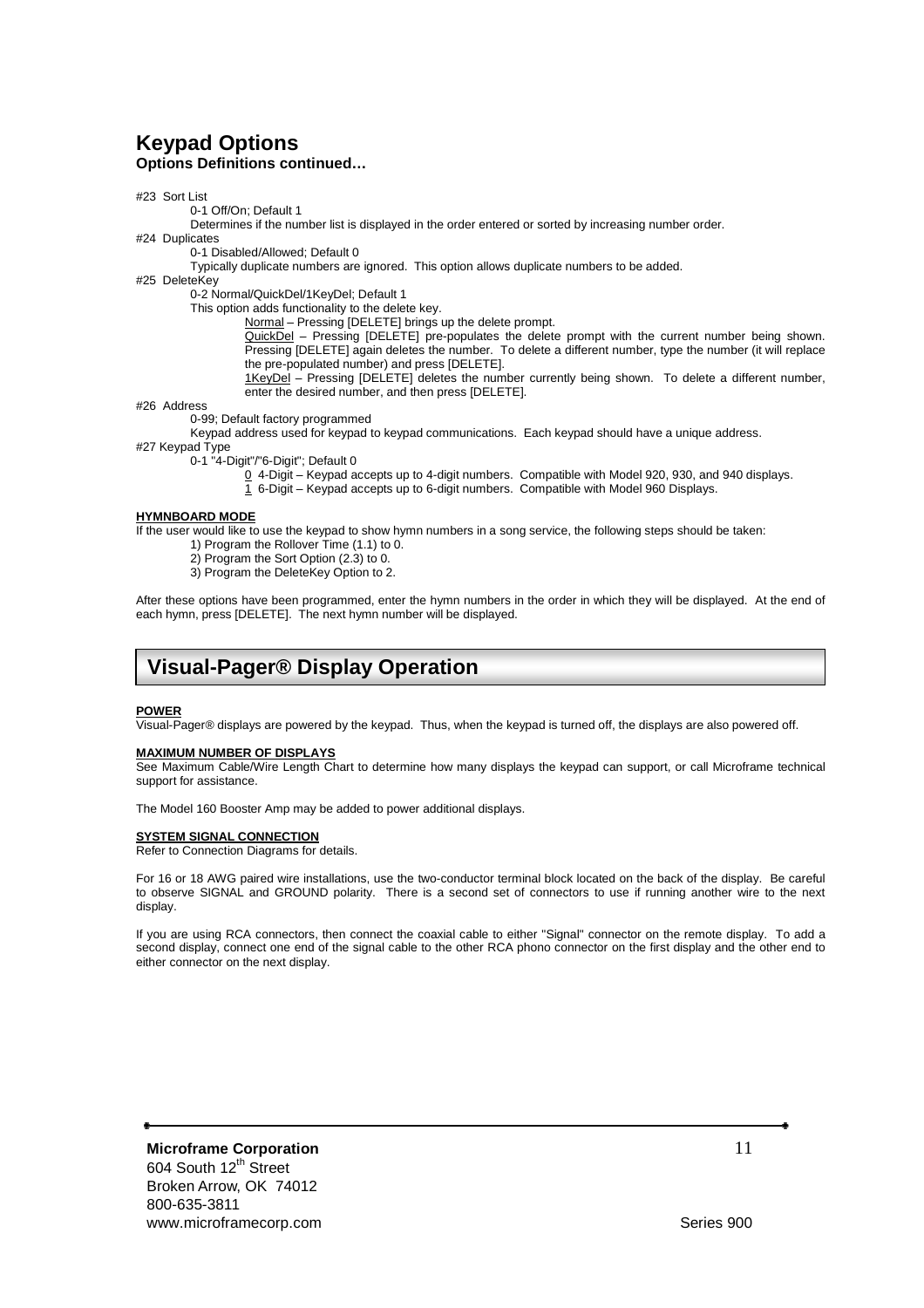## Keypad Options

**Options Definitions continued…**

#23 Sort List

0-1 Off/On; Default 1

Determines if the number list is displayed in the order entered or sorted by increasing number order.

#24 Duplicates

0-1 Disabled/Allowed; Default 0

Typically duplicate numbers are ignored. This option allows duplicate numbers to be added.

#25 DeleteKey

0-2 Normal/QuickDel/1KeyDel; Default 1

This option adds functionality to the delete key.

Normal – Pressing [DELETE] brings up the delete prompt.

QuickDel – Pressing [DELETE] pre-populates the delete prompt with the current number being shown. Pressing [DELETE] again deletes the number. To delete a different number, type the number (it will replace the pre-populated number) and press [DELETE].

1KeyDel – Pressing [DELETE] deletes the number currently being shown. To delete a different number, enter the desired number, and then press [DELETE].

#26 Address

0-99; Default factory programmed

Keypad address used for keypad to keypad communications. Each keypad should have a unique address.

#27 Keypad Type

0-1 "4-Digit"/"6-Digit"; Default 0

0 4-Digit – Keypad accepts up to 4-digit numbers. Compatible with Model 920, 930, and 940 displays.

1 6-Digit – Keypad accepts up to 6-digit numbers. Compatible with Model 960 Displays.

**HYMNBOARD MODE**

If the user would like to use the keypad to show hymn numbers in a song service, the following steps should be taken:

1) Program the Rollover Time (1.1) to 0.
2) Program the Sort Option (2.3) to 0.
3) Program the DeleteKey Option to 2.

After these options have been programmed, enter the hymn numbers in the order in which they will be displayed. At the end of each hymn, press [DELETE]. The next hymn number will be displayed.

## Visual-Pager® Display Operation

**POWER**

Visual-Pager® displays are powered by the keypad. Thus, when the keypad is turned off, the displays are also powered off.

**MAXIMUM NUMBER OF DISPLAYS**

See Maximum Cable/Wire Length Chart to determine how many displays the keypad can support, or call Microframe technical support for assistance.

The Model 160 Booster Amp may be added to power additional displays.

**SYSTEM SIGNAL CONNECTION**

Refer to Connection Diagrams for details.

For 16 or 18 AWG paired wire installations, use the two-conductor terminal block located on the back of the display. Be careful to observe SIGNAL and GROUND polarity. There is a second set of connectors to use if running another wire to the next display.

If you are using RCA connectors, then connect the coaxial cable to either "Signal" connector on the remote display. To add a second display, connect one end of the signal cable to the other RCA phono connector on the first display and the other end to either connector on the next display.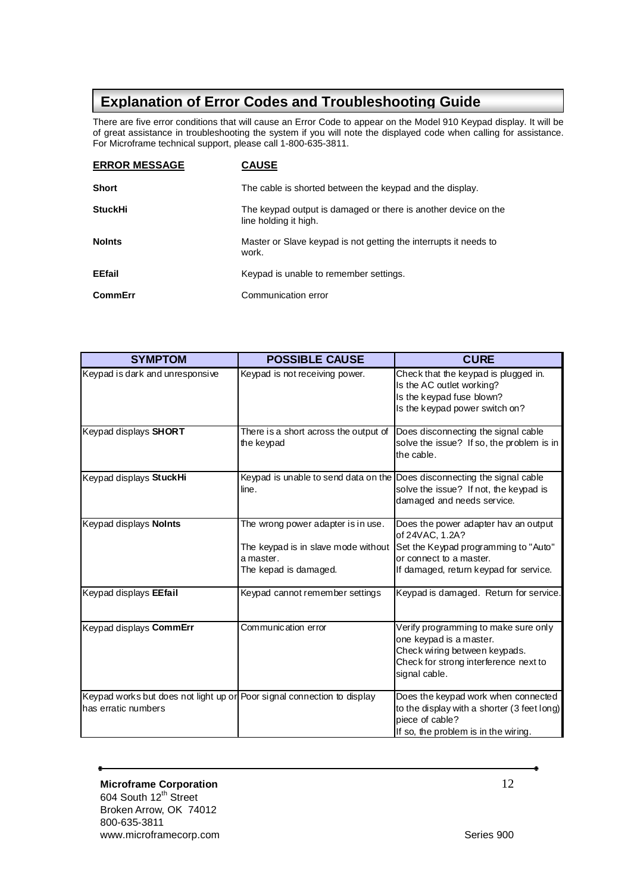## Explanation of Error Codes and Troubleshooting Guide

There are five error conditions that will cause an Error Code to appear on the Model 910 Keypad display. It will be of great assistance in troubleshooting the system if you will note the displayed code when calling for assistance. For Microframe technical support, please call 1-800-635-3811.

| **ERROR MESSAGE** | **CAUSE** |
|---|---|
| **Short** | The cable is shorted between the keypad and the display. |
| **StuckHi** | The keypad output is damaged or there is another device on the line holding it high. |
| **NoInts** | Master or Slave keypad is not getting the interrupts it needs to work. |
| **EEfail** | Keypad is unable to remember settings. |
| **CommErr** | Communication error |

| SYMPTOM | POSSIBLE CAUSE | CURE |
|---|---|---|
| Keypad is dark and unresponsive | Keypad is not receiving power. | Check that the keypad is plugged in.<br>Is the AC outlet working?<br>Is the keypad fuse blown?<br>Is the keypad power switch on? |
| Keypad displays **SHORT** | There is a short across the output of the keypad | Does disconnecting the signal cable solve the issue? If so, the problem is in the cable. |
| Keypad displays **StuckHi** | Keypad is unable to send data on the line. | Does disconnecting the signal cable solve the issue? If not, the keypad is damaged and needs service. |
| Keypad displays **NoInts** | The wrong power adapter is in use.<br>The keypad is in slave mode without a master.<br>The kepad is damaged. | Does the power adapter hav an output of 24VAC, 1.2A?<br>Set the Keypad programming to "Auto" or connect to a master.<br>If damaged, return keypad for service. |
| Keypad displays **EEfail** | Keypad cannot remember settings | Keypad is damaged. Return for service. |
| Keypad displays **CommErr** | Communication error | Verify programming to make sure only one keypad is a master.<br>Check wiring between keypads.<br>Check for strong interference next to signal cable. |
| Keypad works but does not light up or has erratic numbers | Poor signal connection to display | Does the keypad work when connected to the display with a shorter (3 feet long) piece of cable?<br>If so, the problem is in the wiring. |

**Microframe Corporation**
604 South 12th Street
Broken Arrow, OK 74012
800-635-3811
www.microframecorp.com

Series 900